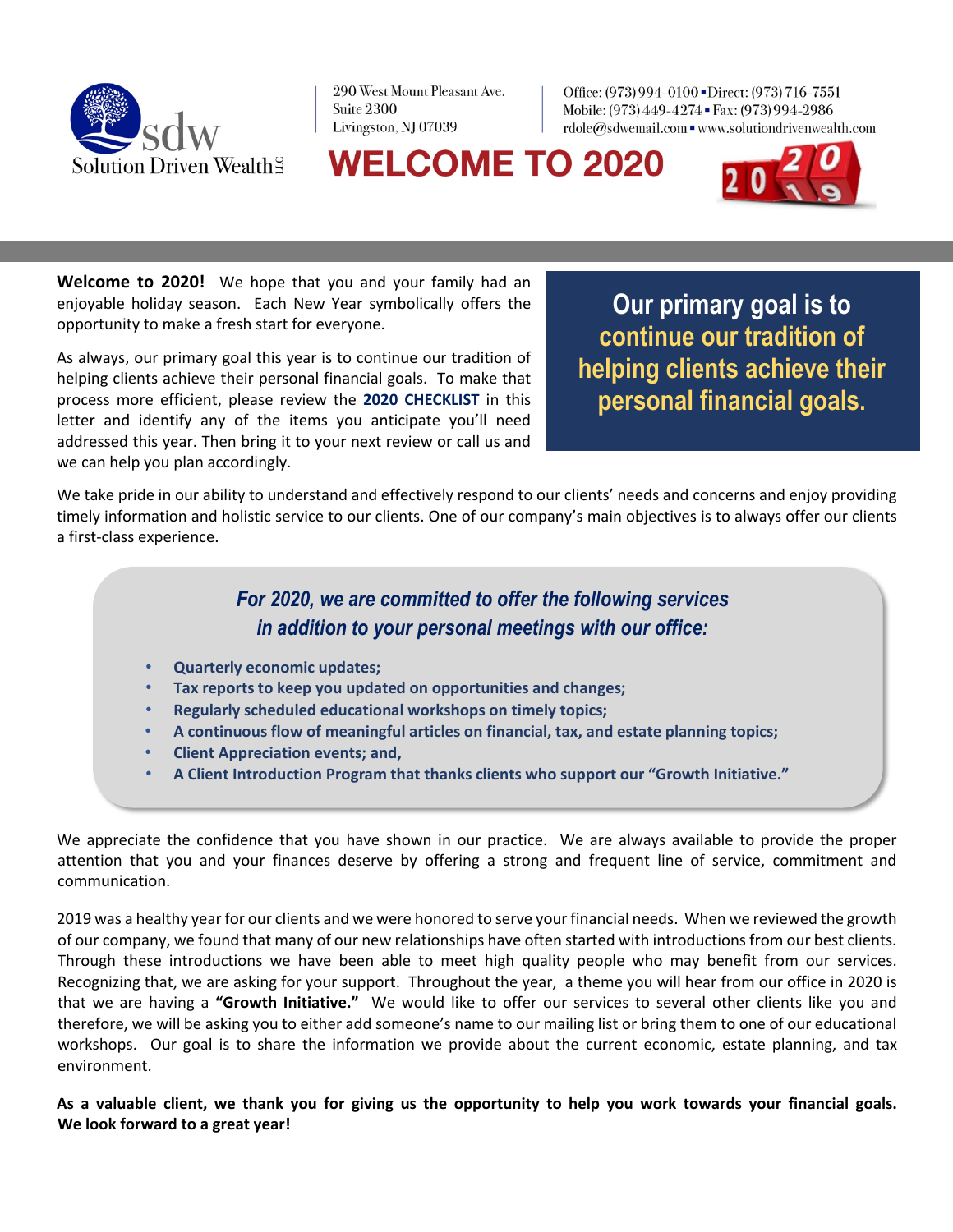sdw Solution Driven Wealth LLC

290 West Mount Pleasant Ave.
Suite 2300
Livingston, NJ 07039

Office: (973) 994-0100 ▪ Direct: (973) 716-7551
Mobile: (973) 449-4274 ▪ Fax: (973) 994-2986
rdole@sdwemail.com ▪ www.solutiondrivenwealth.com

# WELCOME TO 2020

**Welcome to 2020!** We hope that you and your family had an enjoyable holiday season. Each New Year symbolically offers the opportunity to make a fresh start for everyone.

As always, our primary goal this year is to continue our tradition of helping clients achieve their personal financial goals. To make that process more efficient, please review the **2020 CHECKLIST** in this letter and identify any of the items you anticipate you'll need addressed this year. Then bring it to your next review or call us and we can help you plan accordingly.

> **Our primary goal is to continue our tradition of helping clients achieve their personal financial goals.**

We take pride in our ability to understand and effectively respond to our clients' needs and concerns and enjoy providing timely information and holistic service to our clients. One of our company's main objectives is to always offer our clients a first-class experience.

***For 2020, we are committed to offer the following services in addition to your personal meetings with our office:***

- **Quarterly economic updates;**
- **Tax reports to keep you updated on opportunities and changes;**
- **Regularly scheduled educational workshops on timely topics;**
- **A continuous flow of meaningful articles on financial, tax, and estate planning topics;**
- **Client Appreciation events; and,**
- **A Client Introduction Program that thanks clients who support our "Growth Initiative."**

We appreciate the confidence that you have shown in our practice. We are always available to provide the proper attention that you and your finances deserve by offering a strong and frequent line of service, commitment and communication.

2019 was a healthy year for our clients and we were honored to serve your financial needs. When we reviewed the growth of our company, we found that many of our new relationships have often started with introductions from our best clients. Through these introductions we have been able to meet high quality people who may benefit from our services. Recognizing that, we are asking for your support. Throughout the year, a theme you will hear from our office in 2020 is that we are having a **"Growth Initiative."** We would like to offer our services to several other clients like you and therefore, we will be asking you to either add someone's name to our mailing list or bring them to one of our educational workshops. Our goal is to share the information we provide about the current economic, estate planning, and tax environment.

**As a valuable client, we thank you for giving us the opportunity to help you work towards your financial goals. We look forward to a great year!**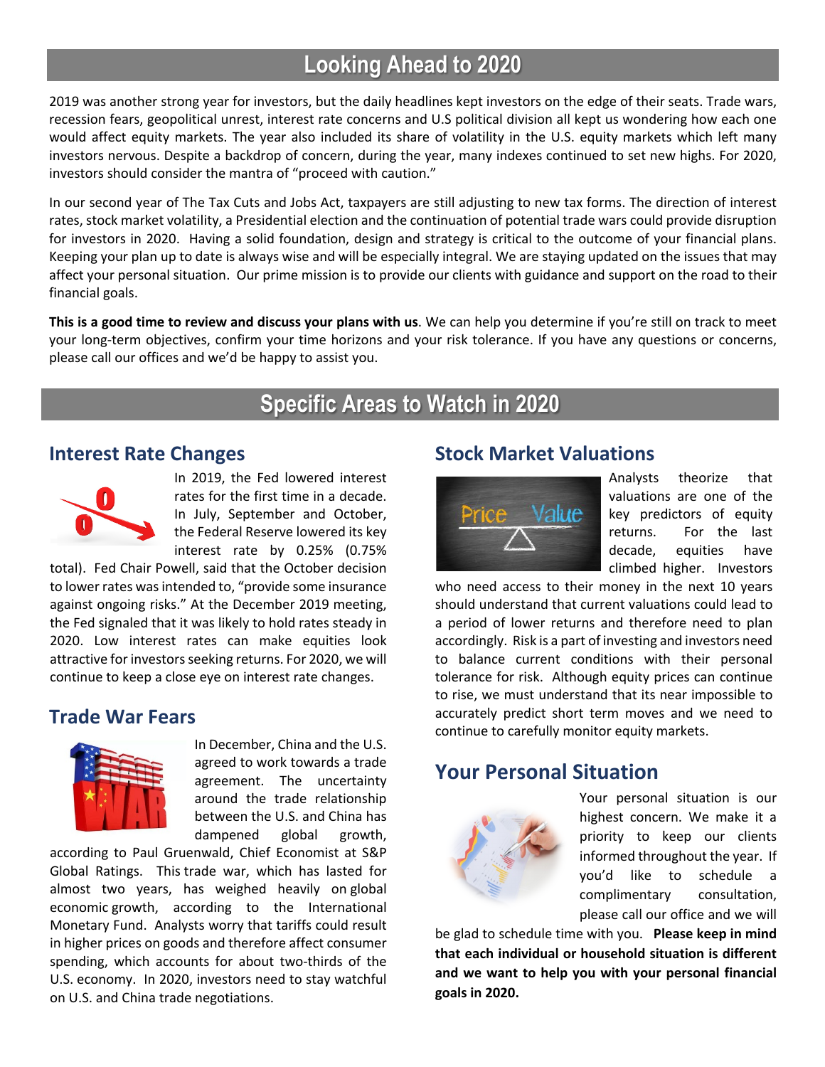# Looking Ahead to 2020

2019 was another strong year for investors, but the daily headlines kept investors on the edge of their seats. Trade wars, recession fears, geopolitical unrest, interest rate concerns and U.S political division all kept us wondering how each one would affect equity markets. The year also included its share of volatility in the U.S. equity markets which left many investors nervous. Despite a backdrop of concern, during the year, many indexes continued to set new highs. For 2020, investors should consider the mantra of "proceed with caution."

In our second year of The Tax Cuts and Jobs Act, taxpayers are still adjusting to new tax forms. The direction of interest rates, stock market volatility, a Presidential election and the continuation of potential trade wars could provide disruption for investors in 2020. Having a solid foundation, design and strategy is critical to the outcome of your financial plans. Keeping your plan up to date is always wise and will be especially integral. We are staying updated on the issues that may affect your personal situation. Our prime mission is to provide our clients with guidance and support on the road to their financial goals.

**This is a good time to review and discuss your plans with us**. We can help you determine if you're still on track to meet your long-term objectives, confirm your time horizons and your risk tolerance. If you have any questions or concerns, please call our offices and we'd be happy to assist you.

# Specific Areas to Watch in 2020

## Interest Rate Changes

In 2019, the Fed lowered interest rates for the first time in a decade. In July, September and October, the Federal Reserve lowered its key interest rate by 0.25% (0.75% total). Fed Chair Powell, said that the October decision to lower rates was intended to, "provide some insurance against ongoing risks." At the December 2019 meeting, the Fed signaled that it was likely to hold rates steady in 2020. Low interest rates can make equities look attractive for investors seeking returns. For 2020, we will continue to keep a close eye on interest rate changes.

## Trade War Fears

In December, China and the U.S. agreed to work towards a trade agreement. The uncertainty around the trade relationship between the U.S. and China has dampened global growth, according to Paul Gruenwald, Chief Economist at S&P Global Ratings. This trade war, which has lasted for almost two years, has weighed heavily on global economic growth, according to the International Monetary Fund. Analysts worry that tariffs could result in higher prices on goods and therefore affect consumer spending, which accounts for about two-thirds of the U.S. economy. In 2020, investors need to stay watchful on U.S. and China trade negotiations.

## Stock Market Valuations

Analysts theorize that valuations are one of the key predictors of equity returns. For the last decade, equities have climbed higher. Investors who need access to their money in the next 10 years should understand that current valuations could lead to a period of lower returns and therefore need to plan accordingly. Risk is a part of investing and investors need to balance current conditions with their personal tolerance for risk. Although equity prices can continue to rise, we must understand that its near impossible to accurately predict short term moves and we need to continue to carefully monitor equity markets.

## Your Personal Situation

Your personal situation is our highest concern. We make it a priority to keep our clients informed throughout the year. If you'd like to schedule a complimentary consultation, please call our office and we will be glad to schedule time with you. **Please keep in mind that each individual or household situation is different and we want to help you with your personal financial goals in 2020.**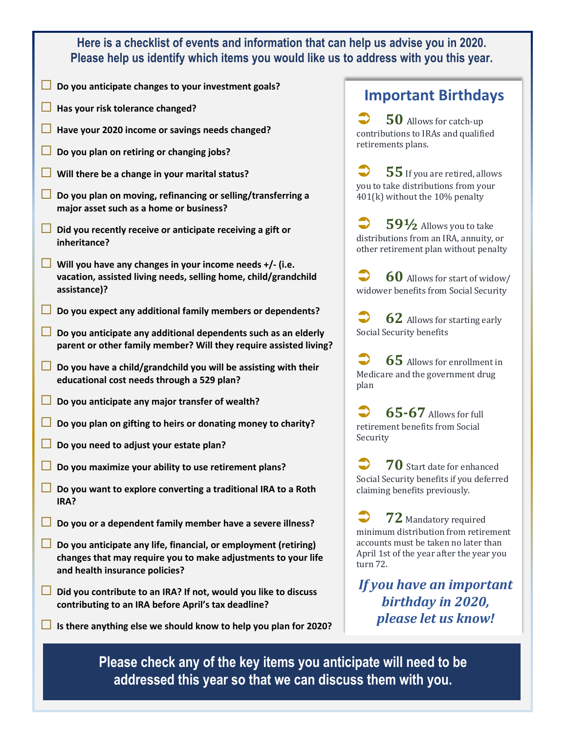**Here is a checklist of events and information that can help us advise you in 2020.**
**Please help us identify which items you would like us to address with you this year.**

- ☐ **Do you anticipate changes to your investment goals?**
- ☐ **Has your risk tolerance changed?**
- ☐ **Have your 2020 income or savings needs changed?**
- ☐ **Do you plan on retiring or changing jobs?**
- ☐ **Will there be a change in your marital status?**
- ☐ **Do you plan on moving, refinancing or selling/transferring a major asset such as a home or business?**
- ☐ **Did you recently receive or anticipate receiving a gift or inheritance?**
- ☐ **Will you have any changes in your income needs +/- (i.e. vacation, assisted living needs, selling home, child/grandchild assistance)?**
- ☐ **Do you expect any additional family members or dependents?**
- ☐ **Do you anticipate any additional dependents such as an elderly parent or other family member? Will they require assisted living?**
- ☐ **Do you have a child/grandchild you will be assisting with their educational cost needs through a 529 plan?**
- ☐ **Do you anticipate any major transfer of wealth?**
- ☐ **Do you plan on gifting to heirs or donating money to charity?**
- ☐ **Do you need to adjust your estate plan?**
- ☐ **Do you maximize your ability to use retirement plans?**
- ☐ **Do you want to explore converting a traditional IRA to a Roth IRA?**
- ☐ **Do you or a dependent family member have a severe illness?**
- ☐ **Do you anticipate any life, financial, or employment (retiring) changes that may require you to make adjustments to your life and health insurance policies?**
- ☐ **Did you contribute to an IRA? If not, would you like to discuss contributing to an IRA before April's tax deadline?**
- ☐ **Is there anything else we should know to help you plan for 2020?**

## Important Birthdays

- **50** Allows for catch-up contributions to IRAs and qualified retirements plans.
- **55** If you are retired, allows you to take distributions from your 401(k) without the 10% penalty
- **59½** Allows you to take distributions from an IRA, annuity, or other retirement plan without penalty
- **60** Allows for start of widow/ widower benefits from Social Security
- **62** Allows for starting early Social Security benefits
- **65** Allows for enrollment in Medicare and the government drug plan
- **65-67** Allows for full retirement benefits from Social Security
- **70** Start date for enhanced Social Security benefits if you deferred claiming benefits previously.
- **72** Mandatory required minimum distribution from retirement accounts must be taken no later than April 1st of the year after the year you turn 72.

***If you have an important birthday in 2020, please let us know!***

**Please check any of the key items you anticipate will need to be addressed this year so that we can discuss them with you.**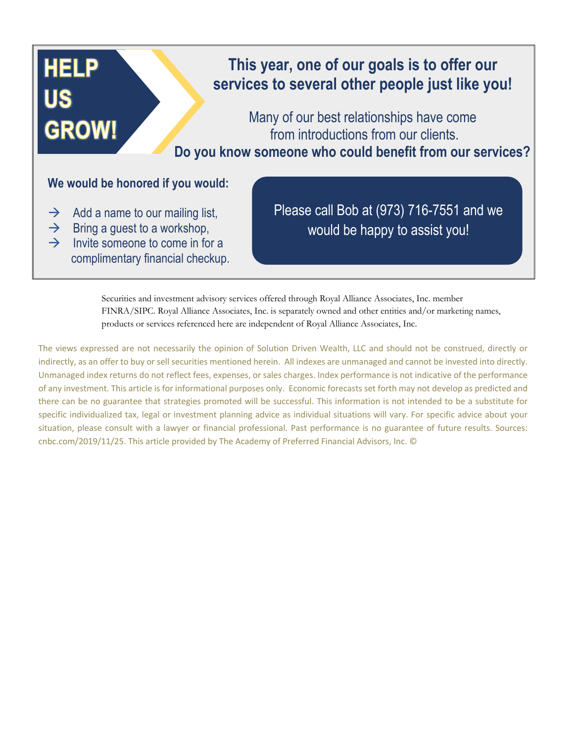# HELP US GROW!

## This year, one of our goals is to offer our services to several other people just like you!

Many of our best relationships have come from introductions from our clients.

**Do you know someone who could benefit from our services?**

**We would be honored if you would:**

- → Add a name to our mailing list,
- → Bring a guest to a workshop,
- → Invite someone to come in for a complimentary financial checkup.

Please call Bob at (973) 716-7551 and we would be happy to assist you!

Securities and investment advisory services offered through Royal Alliance Associates, Inc. member FINRA/SIPC. Royal Alliance Associates, Inc. is separately owned and other entities and/or marketing names, products or services referenced here are independent of Royal Alliance Associates, Inc.

The views expressed are not necessarily the opinion of Solution Driven Wealth, LLC and should not be construed, directly or indirectly, as an offer to buy or sell securities mentioned herein. All indexes are unmanaged and cannot be invested into directly. Unmanaged index returns do not reflect fees, expenses, or sales charges. Index performance is not indicative of the performance of any investment. This article is for informational purposes only. Economic forecasts set forth may not develop as predicted and there can be no guarantee that strategies promoted will be successful. This information is not intended to be a substitute for specific individualized tax, legal or investment planning advice as individual situations will vary. For specific advice about your situation, please consult with a lawyer or financial professional. Past performance is no guarantee of future results. Sources: cnbc.com/2019/11/25. This article provided by The Academy of Preferred Financial Advisors, Inc. ©